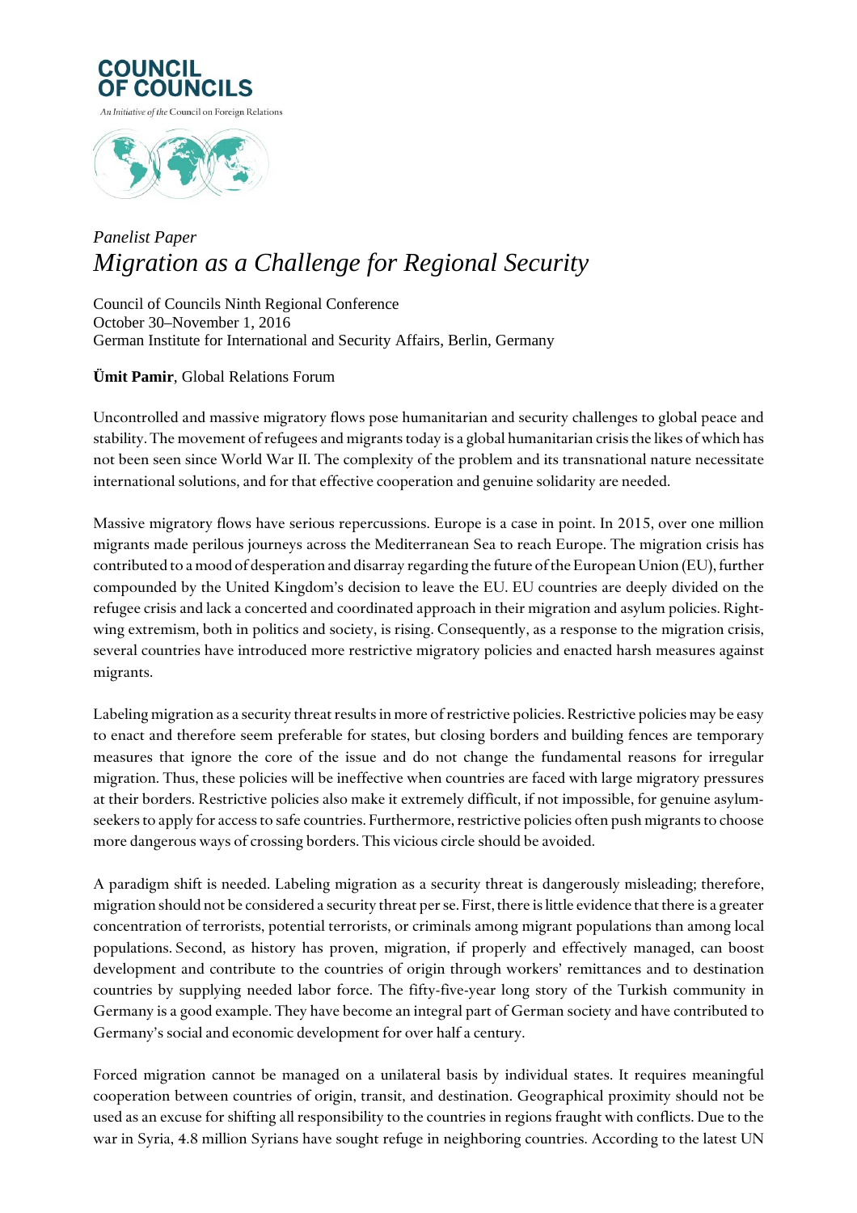COUNCIL OF COUNCILS

An Initiative of the Council on Foreign Relations

*Panelist Paper*

# *Migration as a Challenge for Regional Security*

Council of Councils Ninth Regional Conference
October 30–November 1, 2016
German Institute for International and Security Affairs, Berlin, Germany

**Ümit Pamir**, Global Relations Forum

Uncontrolled and massive migratory flows pose humanitarian and security challenges to global peace and stability. The movement of refugees and migrants today is a global humanitarian crisis the likes of which has not been seen since World War II. The complexity of the problem and its transnational nature necessitate international solutions, and for that effective cooperation and genuine solidarity are needed.

Massive migratory flows have serious repercussions. Europe is a case in point. In 2015, over one million migrants made perilous journeys across the Mediterranean Sea to reach Europe. The migration crisis has contributed to a mood of desperation and disarray regarding the future of the European Union (EU), further compounded by the United Kingdom's decision to leave the EU. EU countries are deeply divided on the refugee crisis and lack a concerted and coordinated approach in their migration and asylum policies. Right-wing extremism, both in politics and society, is rising. Consequently, as a response to the migration crisis, several countries have introduced more restrictive migratory policies and enacted harsh measures against migrants.

Labeling migration as a security threat results in more of restrictive policies. Restrictive policies may be easy to enact and therefore seem preferable for states, but closing borders and building fences are temporary measures that ignore the core of the issue and do not change the fundamental reasons for irregular migration. Thus, these policies will be ineffective when countries are faced with large migratory pressures at their borders. Restrictive policies also make it extremely difficult, if not impossible, for genuine asylum-seekers to apply for access to safe countries. Furthermore, restrictive policies often push migrants to choose more dangerous ways of crossing borders. This vicious circle should be avoided.

A paradigm shift is needed. Labeling migration as a security threat is dangerously misleading; therefore, migration should not be considered a security threat per se. First, there is little evidence that there is a greater concentration of terrorists, potential terrorists, or criminals among migrant populations than among local populations. Second, as history has proven, migration, if properly and effectively managed, can boost development and contribute to the countries of origin through workers' remittances and to destination countries by supplying needed labor force. The fifty-five-year long story of the Turkish community in Germany is a good example. They have become an integral part of German society and have contributed to Germany's social and economic development for over half a century.

Forced migration cannot be managed on a unilateral basis by individual states. It requires meaningful cooperation between countries of origin, transit, and destination. Geographical proximity should not be used as an excuse for shifting all responsibility to the countries in regions fraught with conflicts. Due to the war in Syria, 4.8 million Syrians have sought refuge in neighboring countries. According to the latest UN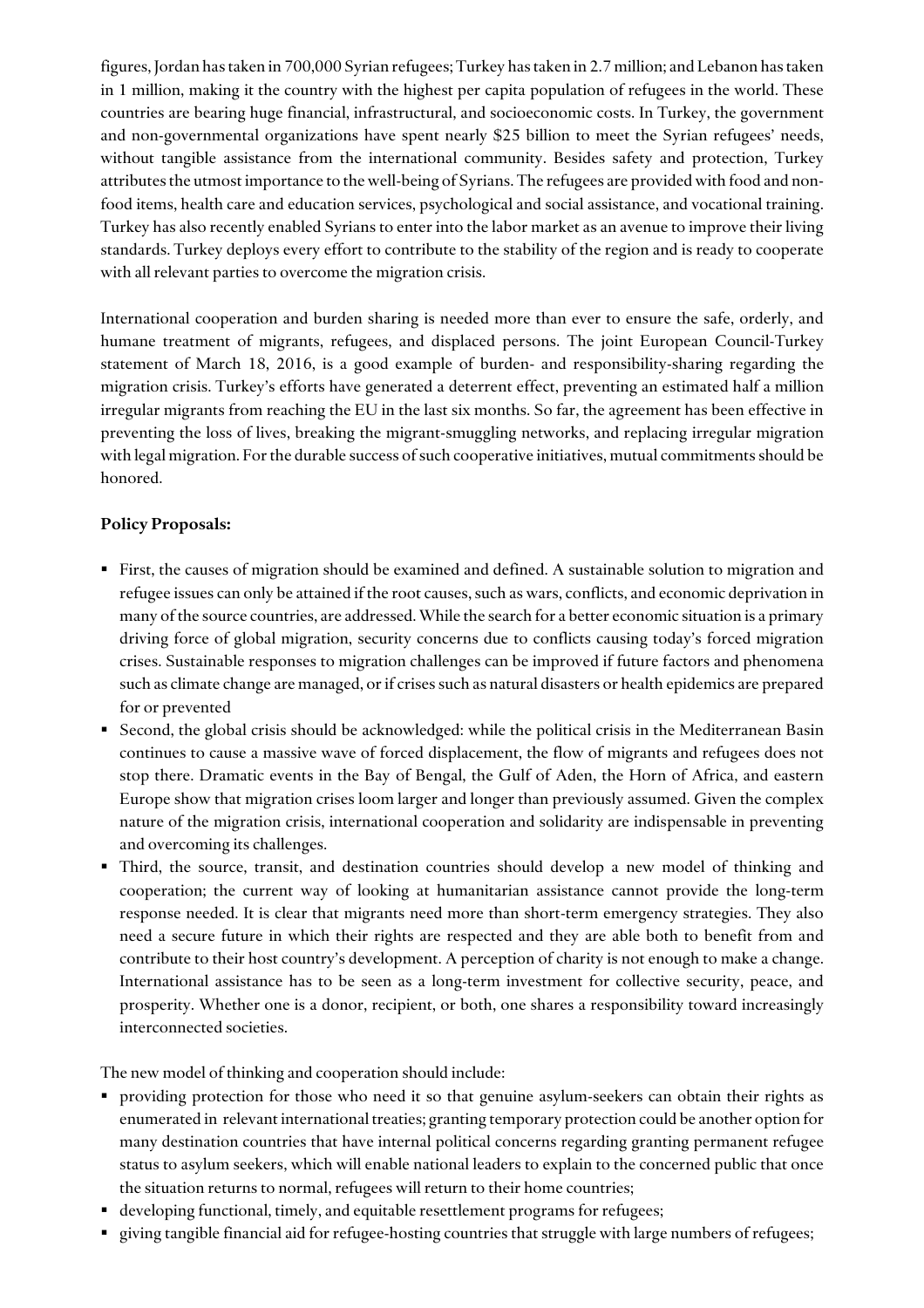figures, Jordan has taken in 700,000 Syrian refugees; Turkey has taken in 2.7 million; and Lebanon has taken in 1 million, making it the country with the highest per capita population of refugees in the world. These countries are bearing huge financial, infrastructural, and socioeconomic costs. In Turkey, the government and non-governmental organizations have spent nearly $25 billion to meet the Syrian refugees' needs, without tangible assistance from the international community. Besides safety and protection, Turkey attributes the utmost importance to the well-being of Syrians. The refugees are provided with food and non-food items, health care and education services, psychological and social assistance, and vocational training. Turkey has also recently enabled Syrians to enter into the labor market as an avenue to improve their living standards. Turkey deploys every effort to contribute to the stability of the region and is ready to cooperate with all relevant parties to overcome the migration crisis.

International cooperation and burden sharing is needed more than ever to ensure the safe, orderly, and humane treatment of migrants, refugees, and displaced persons. The joint European Council-Turkey statement of March 18, 2016, is a good example of burden- and responsibility-sharing regarding the migration crisis. Turkey's efforts have generated a deterrent effect, preventing an estimated half a million irregular migrants from reaching the EU in the last six months. So far, the agreement has been effective in preventing the loss of lives, breaking the migrant-smuggling networks, and replacing irregular migration with legal migration. For the durable success of such cooperative initiatives, mutual commitments should be honored.

**Policy Proposals:**

- First, the causes of migration should be examined and defined. A sustainable solution to migration and refugee issues can only be attained if the root causes, such as wars, conflicts, and economic deprivation in many of the source countries, are addressed. While the search for a better economic situation is a primary driving force of global migration, security concerns due to conflicts causing today's forced migration crises. Sustainable responses to migration challenges can be improved if future factors and phenomena such as climate change are managed, or if crises such as natural disasters or health epidemics are prepared for or prevented
- Second, the global crisis should be acknowledged: while the political crisis in the Mediterranean Basin continues to cause a massive wave of forced displacement, the flow of migrants and refugees does not stop there. Dramatic events in the Bay of Bengal, the Gulf of Aden, the Horn of Africa, and eastern Europe show that migration crises loom larger and longer than previously assumed. Given the complex nature of the migration crisis, international cooperation and solidarity are indispensable in preventing and overcoming its challenges.
- Third, the source, transit, and destination countries should develop a new model of thinking and cooperation; the current way of looking at humanitarian assistance cannot provide the long-term response needed. It is clear that migrants need more than short-term emergency strategies. They also need a secure future in which their rights are respected and they are able both to benefit from and contribute to their host country's development. A perception of charity is not enough to make a change. International assistance has to be seen as a long-term investment for collective security, peace, and prosperity. Whether one is a donor, recipient, or both, one shares a responsibility toward increasingly interconnected societies.

The new model of thinking and cooperation should include:

- providing protection for those who need it so that genuine asylum-seekers can obtain their rights as enumerated in relevant international treaties; granting temporary protection could be another option for many destination countries that have internal political concerns regarding granting permanent refugee status to asylum seekers, which will enable national leaders to explain to the concerned public that once the situation returns to normal, refugees will return to their home countries;
- developing functional, timely, and equitable resettlement programs for refugees;
- giving tangible financial aid for refugee-hosting countries that struggle with large numbers of refugees;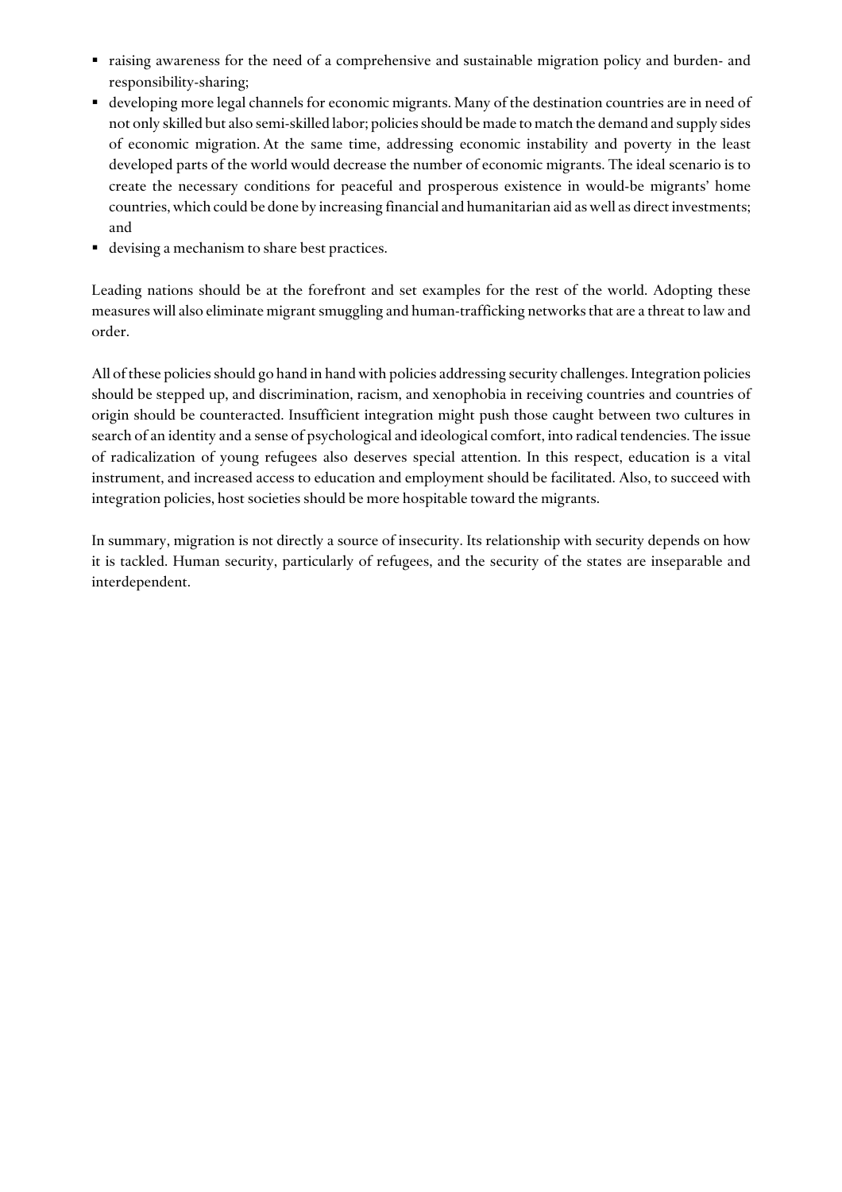- raising awareness for the need of a comprehensive and sustainable migration policy and burden- and responsibility-sharing;
- developing more legal channels for economic migrants. Many of the destination countries are in need of not only skilled but also semi-skilled labor; policies should be made to match the demand and supply sides of economic migration. At the same time, addressing economic instability and poverty in the least developed parts of the world would decrease the number of economic migrants. The ideal scenario is to create the necessary conditions for peaceful and prosperous existence in would-be migrants' home countries, which could be done by increasing financial and humanitarian aid as well as direct investments; and
- devising a mechanism to share best practices.

Leading nations should be at the forefront and set examples for the rest of the world. Adopting these measures will also eliminate migrant smuggling and human-trafficking networks that are a threat to law and order.

All of these policies should go hand in hand with policies addressing security challenges. Integration policies should be stepped up, and discrimination, racism, and xenophobia in receiving countries and countries of origin should be counteracted. Insufficient integration might push those caught between two cultures in search of an identity and a sense of psychological and ideological comfort, into radical tendencies. The issue of radicalization of young refugees also deserves special attention. In this respect, education is a vital instrument, and increased access to education and employment should be facilitated. Also, to succeed with integration policies, host societies should be more hospitable toward the migrants.

In summary, migration is not directly a source of insecurity. Its relationship with security depends on how it is tackled. Human security, particularly of refugees, and the security of the states are inseparable and interdependent.